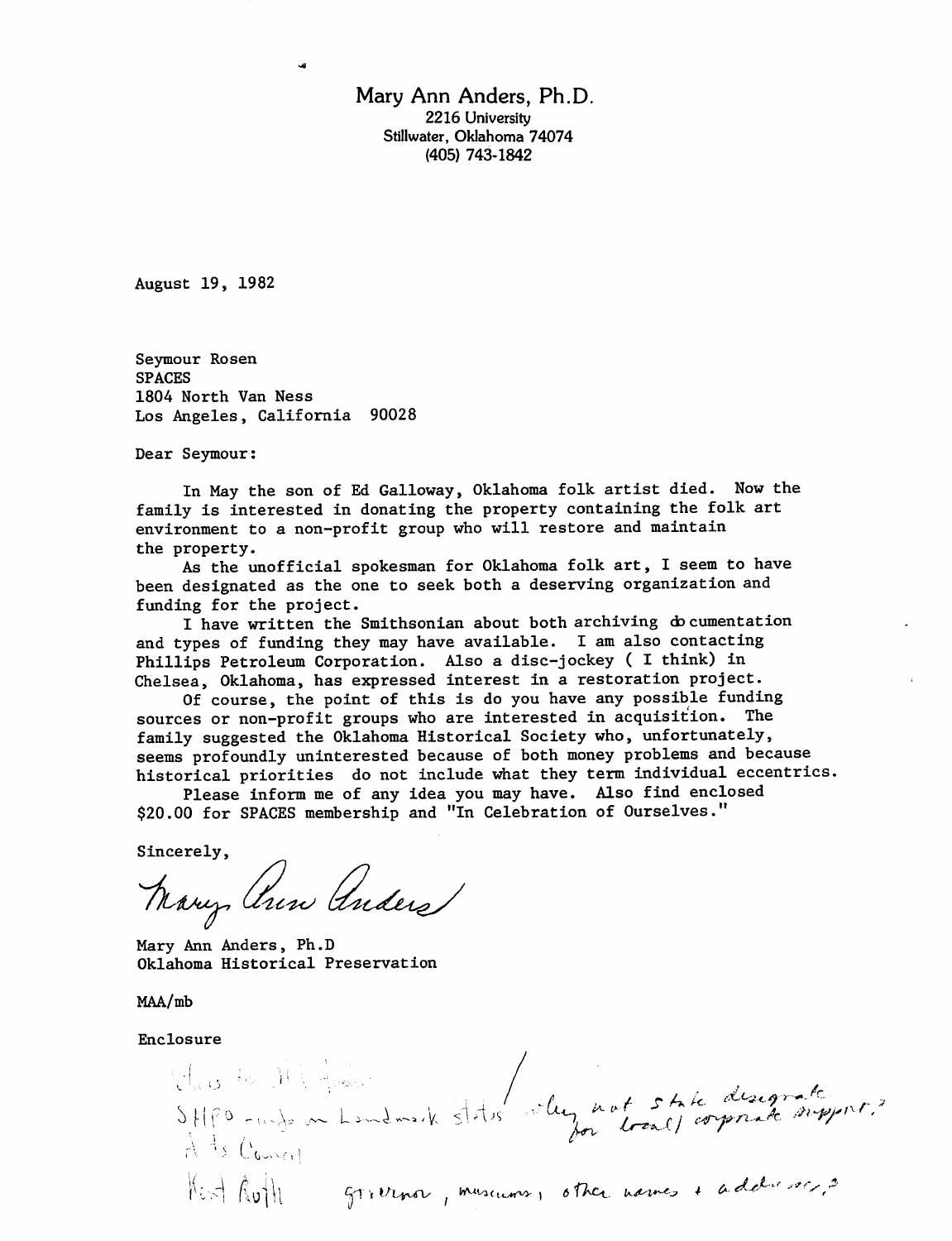Mary Ann Anders, Ph.D.
2216 University
Stillwater, Oklahoma 74074
(405) 743-1842

August 19, 1982

Seymour Rosen
SPACES
1804 North Van Ness
Los Angeles, California 90028

Dear Seymour:

In May the son of Ed Galloway, Oklahoma folk artist died. Now the family is interested in donating the property containing the folk art environment to a non-profit group who will restore and maintain the property.

As the unofficial spokesman for Oklahoma folk art, I seem to have been designated as the one to seek both a deserving organization and funding for the project.

I have written the Smithsonian about both archiving documentation and types of funding they may have available. I am also contacting Phillips Petroleum Corporation. Also a disc-jockey ( I think) in Chelsea, Oklahoma, has expressed interest in a restoration project.

Of course, the point of this is do you have any possible funding sources or non-profit groups who are interested in acquisition. The family suggested the Oklahoma Historical Society who, unfortunately, seems profoundly uninterested because of both money problems and because historical priorities do not include what they term individual eccentrics.

Please inform me of any idea you may have. Also find enclosed $20.00 for SPACES membership and "In Celebration of Ourselves."

Sincerely,

Mary Ann Anders

Mary Ann Anders, Ph.D
Oklahoma Historical Preservation

MAA/mb

Enclosure

Notes to M.A. Anders
SHPO - funds on Landmark status / why not state designate for local corporate support?
Arts Council
Kent Roth    governor, museums, other names + addresses?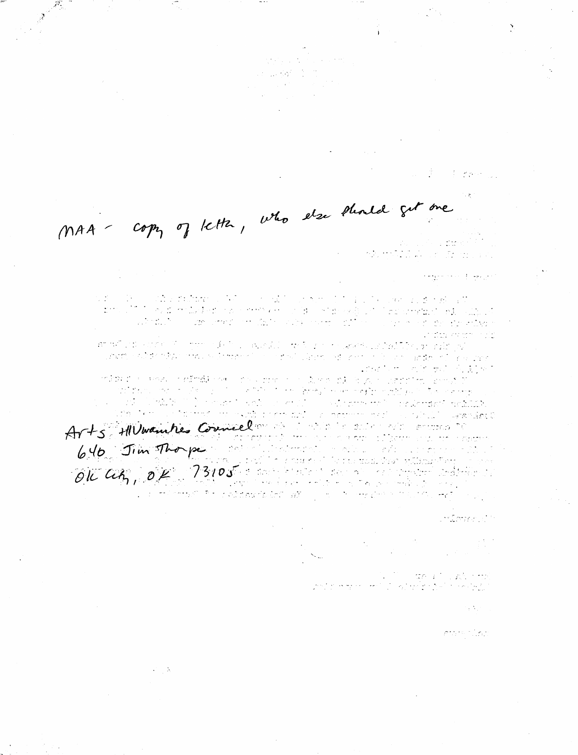MAA - copy of letter, who else should get one

Arts Humanities Council
640 Jim Thorpe
OK City, OK 73105